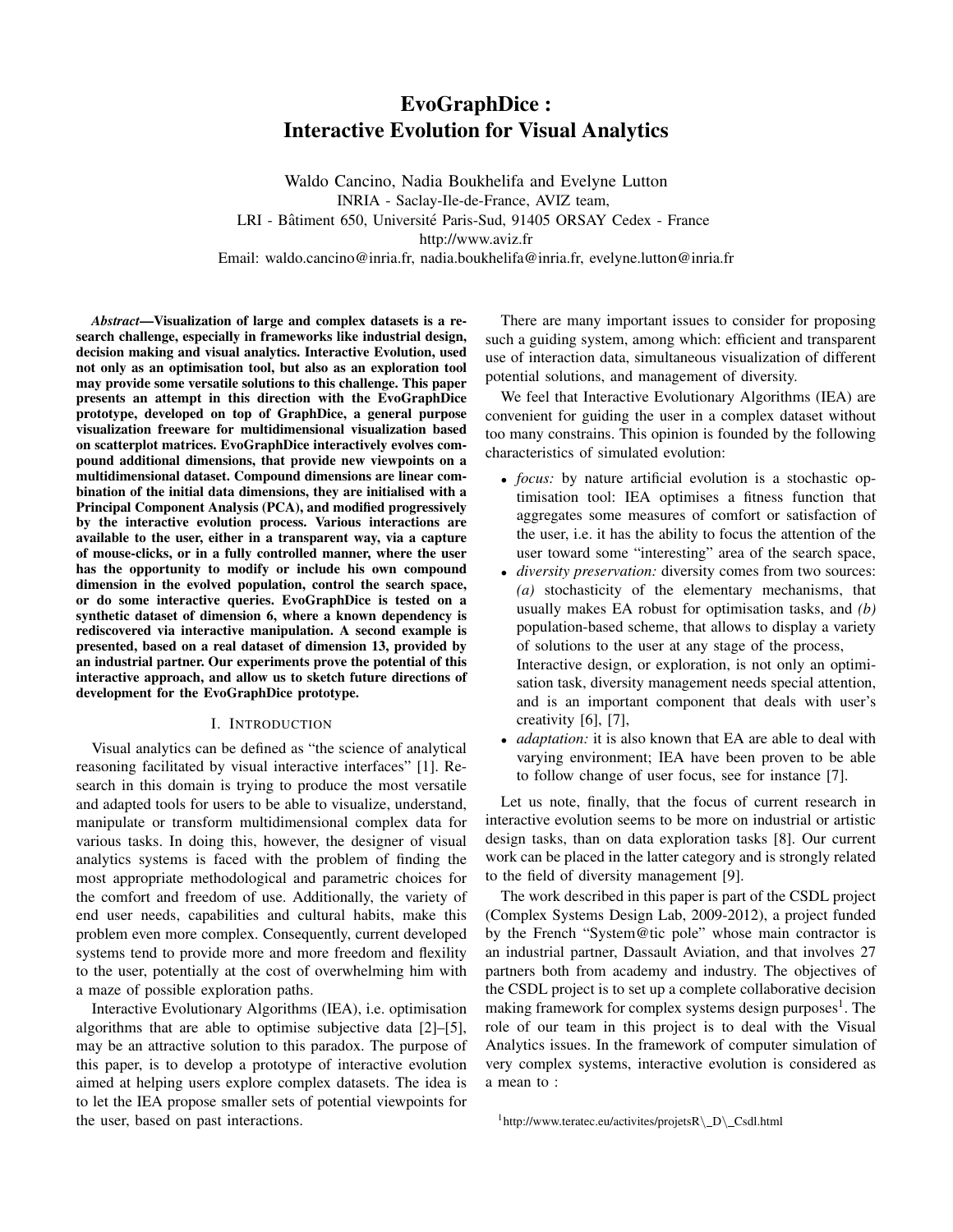# EvoGraphDice : Interactive Evolution for Visual Analytics

Waldo Cancino, Nadia Boukhelifa and Evelyne Lutton
INRIA - Saclay-Ile-de-France, AVIZ team,
LRI - Bâtiment 650, Université Paris-Sud, 91405 ORSAY Cedex - France
http://www.aviz.fr
Email: waldo.cancino@inria.fr, nadia.boukhelifa@inria.fr, evelyne.lutton@inria.fr

***Abstract*—Visualization of large and complex datasets is a research challenge, especially in frameworks like industrial design, decision making and visual analytics. Interactive Evolution, used not only as an optimisation tool, but also as an exploration tool may provide some versatile solutions to this challenge. This paper presents an attempt in this direction with the EvoGraphDice prototype, developed on top of GraphDice, a general purpose visualization freeware for multidimensional visualization based on scatterplot matrices. EvoGraphDice interactively evolves compound additional dimensions, that provide new viewpoints on a multidimensional dataset. Compound dimensions are linear combination of the initial data dimensions, they are initialised with a Principal Component Analysis (PCA), and modified progressively by the interactive evolution process. Various interactions are available to the user, either in a transparent way, via a capture of mouse-clicks, or in a fully controlled manner, where the user has the opportunity to modify or include his own compound dimension in the evolved population, control the search space, or do some interactive queries. EvoGraphDice is tested on a synthetic dataset of dimension 6, where a known dependency is rediscovered via interactive manipulation. A second example is presented, based on a real dataset of dimension 13, provided by an industrial partner. Our experiments prove the potential of this interactive approach, and allow us to sketch future directions of development for the EvoGraphDice prototype.**

## I. Introduction

Visual analytics can be defined as "the science of analytical reasoning facilitated by visual interactive interfaces" [1]. Research in this domain is trying to produce the most versatile and adapted tools for users to be able to visualize, understand, manipulate or transform multidimensional complex data for various tasks. In doing this, however, the designer of visual analytics systems is faced with the problem of finding the most appropriate methodological and parametric choices for the comfort and freedom of use. Additionally, the variety of end user needs, capabilities and cultural habits, make this problem even more complex. Consequently, current developed systems tend to provide more and more freedom and flexility to the user, potentially at the cost of overwhelming him with a maze of possible exploration paths.

Interactive Evolutionary Algorithms (IEA), i.e. optimisation algorithms that are able to optimise subjective data [2]–[5], may be an attractive solution to this paradox. The purpose of this paper, is to develop a prototype of interactive evolution aimed at helping users explore complex datasets. The idea is to let the IEA propose smaller sets of potential viewpoints for the user, based on past interactions.

There are many important issues to consider for proposing such a guiding system, among which: efficient and transparent use of interaction data, simultaneous visualization of different potential solutions, and management of diversity.

We feel that Interactive Evolutionary Algorithms (IEA) are convenient for guiding the user in a complex dataset without too many constrains. This opinion is founded by the following characteristics of simulated evolution:

- *focus:* by nature artificial evolution is a stochastic optimisation tool: IEA optimises a fitness function that aggregates some measures of comfort or satisfaction of the user, i.e. it has the ability to focus the attention of the user toward some "interesting" area of the search space,
- *diversity preservation:* diversity comes from two sources: *(a)* stochasticity of the elementary mechanisms, that usually makes EA robust for optimisation tasks, and *(b)* population-based scheme, that allows to display a variety of solutions to the user at any stage of the process,
  Interactive design, or exploration, is not only an optimisation task, diversity management needs special attention, and is an important component that deals with user's creativity [6], [7],
- *adaptation:* it is also known that EA are able to deal with varying environment; IEA have been proven to be able to follow change of user focus, see for instance [7].

Let us note, finally, that the focus of current research in interactive evolution seems to be more on industrial or artistic design tasks, than on data exploration tasks [8]. Our current work can be placed in the latter category and is strongly related to the field of diversity management [9].

The work described in this paper is part of the CSDL project (Complex Systems Design Lab, 2009-2012), a project funded by the French "System@tic pole" whose main contractor is an industrial partner, Dassault Aviation, and that involves 27 partners both from academy and industry. The objectives of the CSDL project is to set up a complete collaborative decision making framework for complex systems design purposes[1]. The role of our team in this project is to deal with the Visual Analytics issues. In the framework of computer simulation of very complex systems, interactive evolution is considered as a mean to :

[1] http://www.teratec.eu/activites/projetsR\_D\_Csdl.html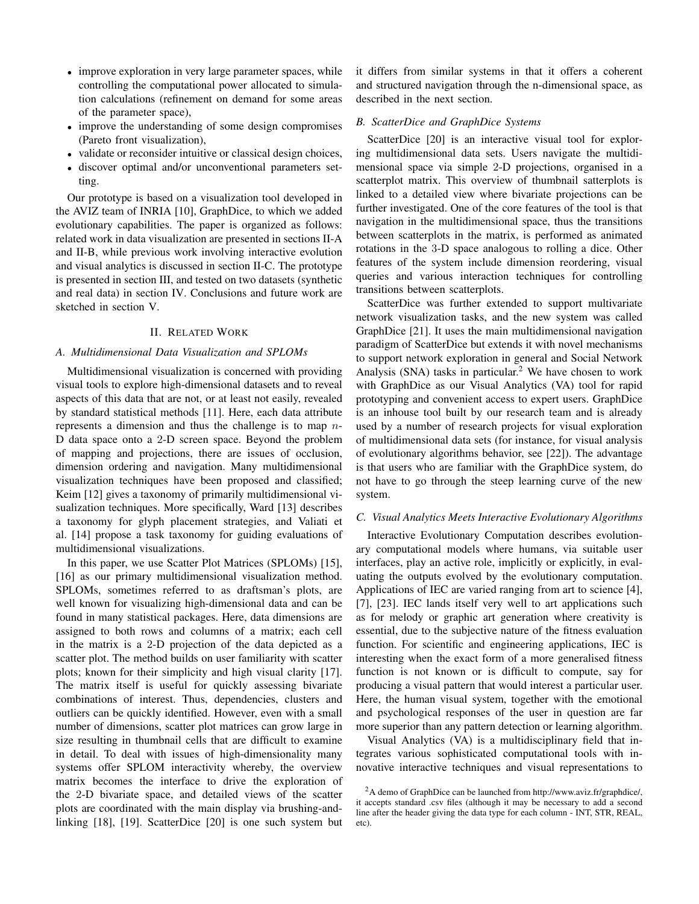- improve exploration in very large parameter spaces, while controlling the computational power allocated to simulation calculations (refinement on demand for some areas of the parameter space),
- improve the understanding of some design compromises (Pareto front visualization),
- validate or reconsider intuitive or classical design choices,
- discover optimal and/or unconventional parameters setting.

Our prototype is based on a visualization tool developed in the AVIZ team of INRIA [10], GraphDice, to which we added evolutionary capabilities. The paper is organized as follows: related work in data visualization are presented in sections II-A and II-B, while previous work involving interactive evolution and visual analytics is discussed in section II-C. The prototype is presented in section III, and tested on two datasets (synthetic and real data) in section IV. Conclusions and future work are sketched in section V.

## II. Related Work

### A. Multidimensional Data Visualization and SPLOMs

Multidimensional visualization is concerned with providing visual tools to explore high-dimensional datasets and to reveal aspects of this data that are not, or at least not easily, revealed by standard statistical methods [11]. Here, each data attribute represents a dimension and thus the challenge is to map $n$-D data space onto a 2-D screen space. Beyond the problem of mapping and projections, there are issues of occlusion, dimension ordering and navigation. Many multidimensional visualization techniques have been proposed and classified; Keim [12] gives a taxonomy of primarily multidimensional visualization techniques. More specifically, Ward [13] describes a taxonomy for glyph placement strategies, and Valiati et al. [14] propose a task taxonomy for guiding evaluations of multidimensional visualizations.

In this paper, we use Scatter Plot Matrices (SPLOMs) [15], [16] as our primary multidimensional visualization method. SPLOMs, sometimes referred to as draftsman's plots, are well known for visualizing high-dimensional data and can be found in many statistical packages. Here, data dimensions are assigned to both rows and columns of a matrix; each cell in the matrix is a 2-D projection of the data depicted as a scatter plot. The method builds on user familiarity with scatter plots; known for their simplicity and high visual clarity [17]. The matrix itself is useful for quickly assessing bivariate combinations of interest. Thus, dependencies, clusters and outliers can be quickly identified. However, even with a small number of dimensions, scatter plot matrices can grow large in size resulting in thumbnail cells that are difficult to examine in detail. To deal with issues of high-dimensionality many systems offer SPLOM interactivity whereby, the overview matrix becomes the interface to drive the exploration of the 2-D bivariate space, and detailed views of the scatter plots are coordinated with the main display via brushing-and-linking [18], [19]. ScatterDice [20] is one such system but it differs from similar systems in that it offers a coherent and structured navigation through the n-dimensional space, as described in the next section.

### B. ScatterDice and GraphDice Systems

ScatterDice [20] is an interactive visual tool for exploring multidimensional data sets. Users navigate the multidimensional space via simple 2-D projections, organised in a scatterplot matrix. This overview of thumbnail satterplots is linked to a detailed view where bivariate projections can be further investigated. One of the core features of the tool is that navigation in the multidimensional space, thus the transitions between scatterplots in the matrix, is performed as animated rotations in the 3-D space analogous to rolling a dice. Other features of the system include dimension reordering, visual queries and various interaction techniques for controlling transitions between scatterplots.

ScatterDice was further extended to support multivariate network visualization tasks, and the new system was called GraphDice [21]. It uses the main multidimensional navigation paradigm of ScatterDice but extends it with novel mechanisms to support network exploration in general and Social Network Analysis (SNA) tasks in particular.[2] We have chosen to work with GraphDice as our Visual Analytics (VA) tool for rapid prototyping and convenient access to expert users. GraphDice is an inhouse tool built by our research team and is already used by a number of research projects for visual exploration of multidimensional data sets (for instance, for visual analysis of evolutionary algorithms behavior, see [22]). The advantage is that users who are familiar with the GraphDice system, do not have to go through the steep learning curve of the new system.

### C. Visual Analytics Meets Interactive Evolutionary Algorithms

Interactive Evolutionary Computation describes evolutionary computational models where humans, via suitable user interfaces, play an active role, implicitly or explicitly, in evaluating the outputs evolved by the evolutionary computation. Applications of IEC are varied ranging from art to science [4], [7], [23]. IEC lands itself very well to art applications such as for melody or graphic art generation where creativity is essential, due to the subjective nature of the fitness evaluation function. For scientific and engineering applications, IEC is interesting when the exact form of a more generalised fitness function is not known or is difficult to compute, say for producing a visual pattern that would interest a particular user. Here, the human visual system, together with the emotional and psychological responses of the user in question are far more superior than any pattern detection or learning algorithm.

Visual Analytics (VA) is a multidisciplinary field that integrates various sophisticated computational tools with innovative interactive techniques and visual representations to

[2] A demo of GraphDice can be launched from http://www.aviz.fr/graphdice/, it accepts standard .csv files (although it may be necessary to add a second line after the header giving the data type for each column - INT, STR, REAL, etc).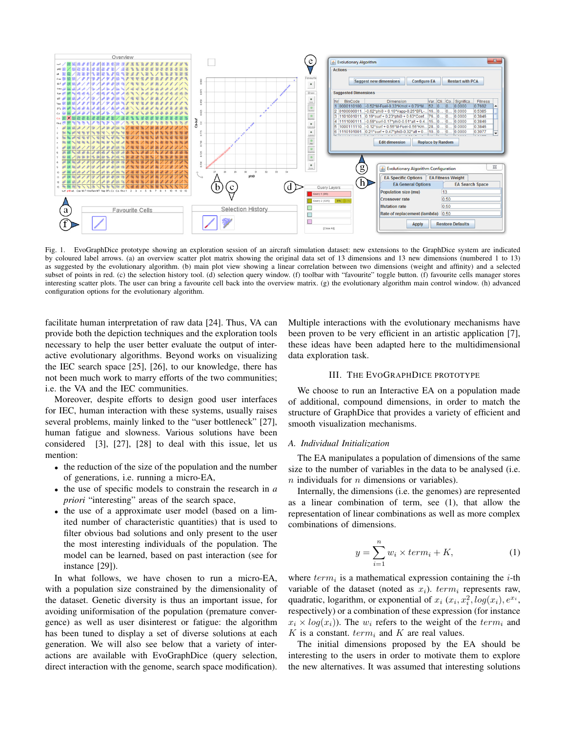Fig. 1. EvoGraphDice prototype showing an exploration session of an aircraft simulation dataset: new extensions to the GraphDice system are indicated by coloured label arrows. (a) an overview scatter plot matrix showing the original data set of 13 dimensions and 13 new dimensions (numbered 1 to 13) as suggested by the evolutionary algorithm. (b) main plot view showing a linear correlation between two dimensions (weight and affinity) and a selected subset of points in red. (c) the selection history tool. (d) selection query window. (f) toolbar with "favourite" toggle button. (f) favourite cells manager stores interesting scatter plots. The user can bring a favourite cell back into the overview matrix. (g) the evolutionary algorithm main control window. (h) advanced configuration options for the evolutionary algorithm.

facilitate human interpretation of raw data [24]. Thus, VA can provide both the depiction techniques and the exploration tools necessary to help the user better evaluate the output of interactive evolutionary algorithms. Beyond works on visualizing the IEC search space [25], [26], to our knowledge, there has not been much work to marry efforts of the two communities; i.e. the VA and the IEC communities.

Moreover, despite efforts to design good user interfaces for IEC, human interaction with these systems, usually raises several problems, mainly linked to the "user bottleneck" [27], human fatigue and slowness. Various solutions have been considered [3], [27], [28] to deal with this issue, let us mention:

- the reduction of the size of the population and the number of generations, i.e. running a micro-EA,
- the use of specific models to constrain the research in *a priori* "interesting" areas of the search space,
- the use of a approximate user model (based on a limited number of characteristic quantities) that is used to filter obvious bad solutions and only present to the user the most interesting individuals of the population. The model can be learned, based on past interaction (see for instance [29]).

In what follows, we have chosen to run a micro-EA, with a population size constrained by the dimensionality of the dataset. Genetic diversity is thus an important issue, for avoiding uniformisation of the population (premature convergence) as well as user disinterest or fatigue: the algorithm has been tuned to display a set of diverse solutions at each generation. We will also see below that a variety of interactions are available with EvoGraphDice (query selection, direct interaction with the genome, search space modification). Multiple interactions with the evolutionary mechanisms have been proven to be very efficient in an artistic application [7], these ideas have been adapted here to the multidimensional data exploration task.

## III. The EvoGraphDice prototype

We choose to run an Interactive EA on a population made of additional, compound dimensions, in order to match the structure of GraphDice that provides a variety of efficient and smooth visualization mechanisms.

### A. Individual Initialization

The EA manipulates a population of dimensions of the same size to the number of variables in the data to be analysed (i.e. $n$ individuals for $n$ dimensions or variables).

Internally, the dimensions (i.e. the genomes) are represented as a linear combination of term, see (1), that allow the representation of linear combinations as well as more complex combinations of dimensions.

$$y = \sum_{i=1}^{n} w_i \times term_i + K, \qquad (1)$$

where $term_i$ is a mathematical expression containing the $i$-th variable of the dataset (noted as $x_i$). $term_i$ represents raw, quadratic, logarithm, or exponential of $x_i$ ($x_i, x_i^2, log(x_i), e^{x_i}$, respectively) or a combination of these expression (for instance $x_i \times log(x_i)$). The $w_i$ refers to the weight of the $term_i$ and $K$ is a constant. $term_i$ and $K$ are real values.

The initial dimensions proposed by the EA should be interesting to the users in order to motivate them to explore the new alternatives. It was assumed that interesting solutions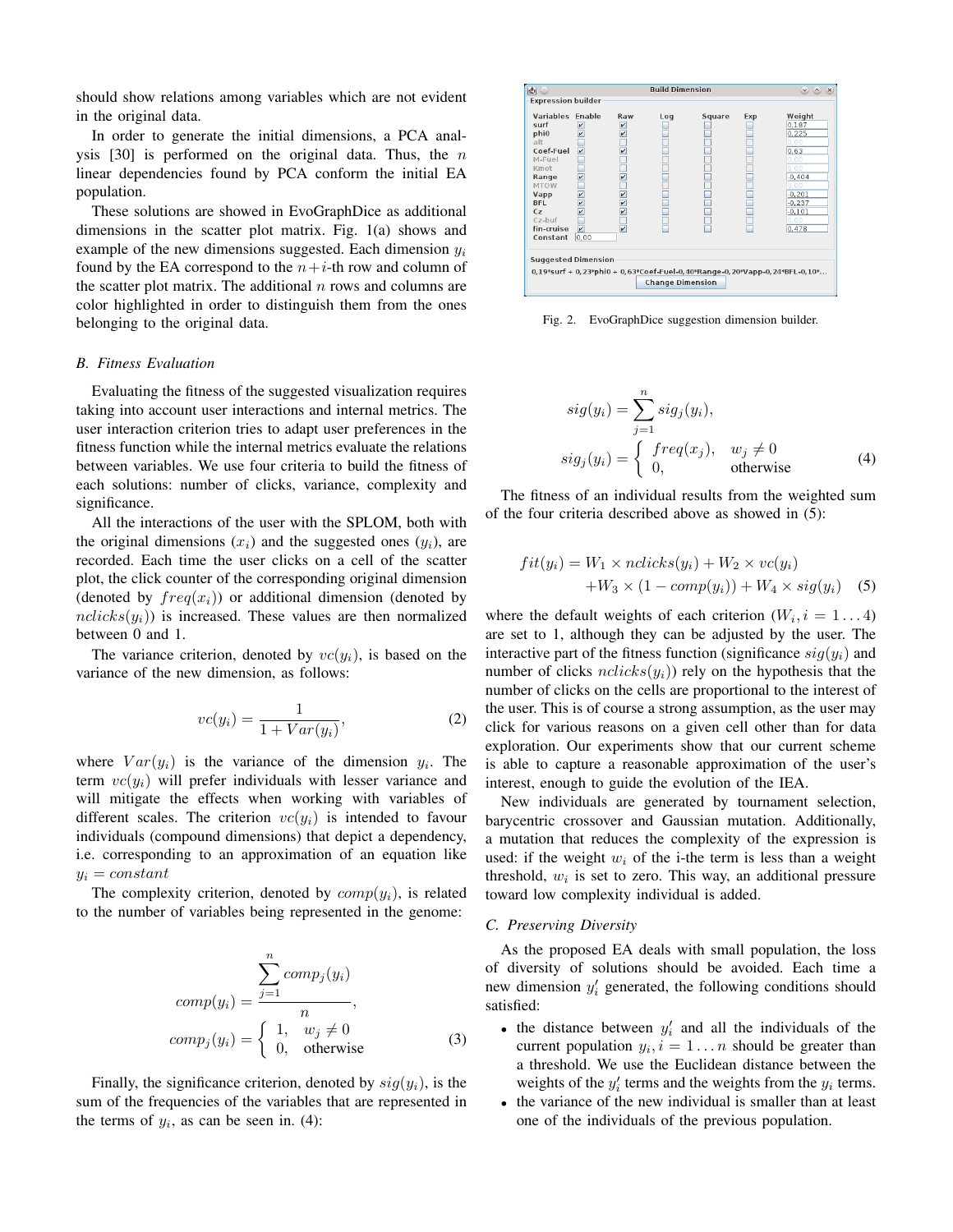should show relations among variables which are not evident in the original data.

In order to generate the initial dimensions, a PCA analysis [30] is performed on the original data. Thus, the $n$ linear dependencies found by PCA conform the initial EA population.

These solutions are showed in EvoGraphDice as additional dimensions in the scatter plot matrix. Fig. 1(a) shows and example of the new dimensions suggested. Each dimension $y_i$ found by the EA correspond to the $n+i$-th row and column of the scatter plot matrix. The additional $n$ rows and columns are color highlighted in order to distinguish them from the ones belonging to the original data.

### B. Fitness Evaluation

Evaluating the fitness of the suggested visualization requires taking into account user interactions and internal metrics. The user interaction criterion tries to adapt user preferences in the fitness function while the internal metrics evaluate the relations between variables. We use four criteria to build the fitness of each solutions: number of clicks, variance, complexity and significance.

All the interactions of the user with the SPLOM, both with the original dimensions ($x_i$) and the suggested ones ($y_i$), are recorded. Each time the user clicks on a cell of the scatter plot, the click counter of the corresponding original dimension (denoted by $freq(x_i)$) or additional dimension (denoted by $nclicks(y_i)$) is increased. These values are then normalized between 0 and 1.

The variance criterion, denoted by $vc(y_i)$, is based on the variance of the new dimension, as follows:

$$vc(y_i) = \frac{1}{1 + Var(y_i)}, \tag{2}$$

where $Var(y_i)$ is the variance of the dimension $y_i$. The term $vc(y_i)$ will prefer individuals with lesser variance and will mitigate the effects when working with variables of different scales. The criterion $vc(y_i)$ is intended to favour individuals (compound dimensions) that depict a dependency, i.e. corresponding to an approximation of an equation like $y_i = constant$

The complexity criterion, denoted by $comp(y_i)$, is related to the number of variables being represented in the genome:

$$comp(y_i) = \frac{\sum_{j=1}^{n} comp_j(y_i)}{n},$$
$$comp_j(y_i) = \begin{cases} 1, & w_j \neq 0 \\ 0, & \text{otherwise} \end{cases} \tag{3}$$

Finally, the significance criterion, denoted by $sig(y_i)$, is the sum of the frequencies of the variables that are represented in the terms of $y_i$, as can be seen in. (4):

Fig. 2. EvoGraphDice suggestion dimension builder.

$$sig(y_i) = \sum_{j=1}^{n} sig_j(y_i),$$
$$sig_j(y_i) = \begin{cases} freq(x_j), & w_j \neq 0 \\ 0, & \text{otherwise} \end{cases} \tag{4}$$

The fitness of an individual results from the weighted sum of the four criteria described above as showed in (5):

$$fit(y_i) = W_1 \times nclicks(y_i) + W_2 \times vc(y_i) + W_3 \times (1 - comp(y_i)) + W_4 \times sig(y_i) \tag{5}$$

where the default weights of each criterion ($W_i, i = 1 \dots 4$) are set to 1, although they can be adjusted by the user. The interactive part of the fitness function (significance $sig(y_i)$ and number of clicks $nclicks(y_i)$) rely on the hypothesis that the number of clicks on the cells are proportional to the interest of the user. This is of course a strong assumption, as the user may click for various reasons on a given cell other than for data exploration. Our experiments show that our current scheme is able to capture a reasonable approximation of the user's interest, enough to guide the evolution of the IEA.

New individuals are generated by tournament selection, barycentric crossover and Gaussian mutation. Additionally, a mutation that reduces the complexity of the expression is used: if the weight $w_i$ of the i-the term is less than a weight threshold, $w_i$ is set to zero. This way, an additional pressure toward low complexity individual is added.

### C. Preserving Diversity

As the proposed EA deals with small population, the loss of diversity of solutions should be avoided. Each time a new dimension $y'_i$ generated, the following conditions should satisfied:

- the distance between $y'_i$ and all the individuals of the current population $y_i, i = 1 \dots n$ should be greater than a threshold. We use the Euclidean distance between the weights of the $y'_i$ terms and the weights from the $y_i$ terms.
- the variance of the new individual is smaller than at least one of the individuals of the previous population.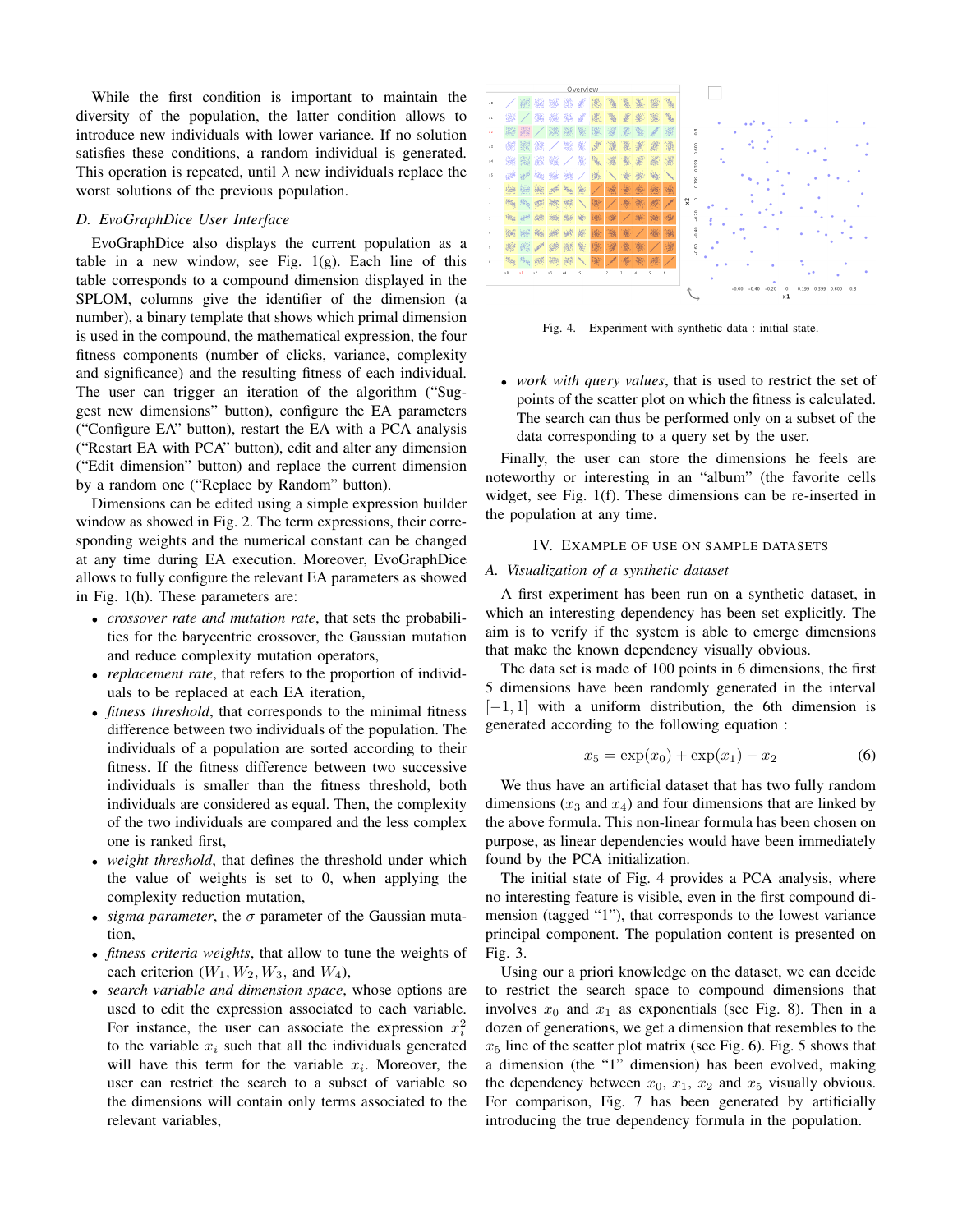While the first condition is important to maintain the diversity of the population, the latter condition allows to introduce new individuals with lower variance. If no solution satisfies these conditions, a random individual is generated. This operation is repeated, until $\lambda$ new individuals replace the worst solutions of the previous population.

### D. EvoGraphDice User Interface

EvoGraphDice also displays the current population as a table in a new window, see Fig. 1(g). Each line of this table corresponds to a compound dimension displayed in the SPLOM, columns give the identifier of the dimension (a number), a binary template that shows which primal dimension is used in the compound, the mathematical expression, the four fitness components (number of clicks, variance, complexity and significance) and the resulting fitness of each individual. The user can trigger an iteration of the algorithm ("Suggest new dimensions" button), configure the EA parameters ("Configure EA" button), restart the EA with a PCA analysis ("Restart EA with PCA" button), edit and alter any dimension ("Edit dimension" button) and replace the current dimension by a random one ("Replace by Random" button).

Dimensions can be edited using a simple expression builder window as showed in Fig. 2. The term expressions, their corresponding weights and the numerical constant can be changed at any time during EA execution. Moreover, EvoGraphDice allows to fully configure the relevant EA parameters as showed in Fig. 1(h). These parameters are:

- *crossover rate and mutation rate*, that sets the probabilities for the barycentric crossover, the Gaussian mutation and reduce complexity mutation operators,
- *replacement rate*, that refers to the proportion of individuals to be replaced at each EA iteration,
- *fitness threshold*, that corresponds to the minimal fitness difference between two individuals of the population. The individuals of a population are sorted according to their fitness. If the fitness difference between two successive individuals is smaller than the fitness threshold, both individuals are considered as equal. Then, the complexity of the two individuals are compared and the less complex one is ranked first,
- *weight threshold*, that defines the threshold under which the value of weights is set to 0, when applying the complexity reduction mutation,
- *sigma parameter*, the $\sigma$ parameter of the Gaussian mutation,
- *fitness criteria weights*, that allow to tune the weights of each criterion ($W_1, W_2, W_3$, and $W_4$),
- *search variable and dimension space*, whose options are used to edit the expression associated to each variable. For instance, the user can associate the expression $x_i^2$ to the variable $x_i$ such that all the individuals generated will have this term for the variable $x_i$. Moreover, the user can restrict the search to a subset of variable so the dimensions will contain only terms associated to the relevant variables,
- *work with query values*, that is used to restrict the set of points of the scatter plot on which the fitness is calculated. The search can thus be performed only on a subset of the data corresponding to a query set by the user.

Fig. 4. Experiment with synthetic data : initial state.

Finally, the user can store the dimensions he feels are noteworthy or interesting in an "album" (the favorite cells widget, see Fig. 1(f). These dimensions can be re-inserted in the population at any time.

## IV. Example of use on sample datasets

### A. Visualization of a synthetic dataset

A first experiment has been run on a synthetic dataset, in which an interesting dependency has been set explicitly. The aim is to verify if the system is able to emerge dimensions that make the known dependency visually obvious.

The data set is made of 100 points in 6 dimensions, the first 5 dimensions have been randomly generated in the interval $[-1, 1]$ with a uniform distribution, the 6th dimension is generated according to the following equation :

$$x_5 = \exp(x_0) + \exp(x_1) - x_2 \tag{6}$$

We thus have an artificial dataset that has two fully random dimensions ($x_3$ and $x_4$) and four dimensions that are linked by the above formula. This non-linear formula has been chosen on purpose, as linear dependencies would have been immediately found by the PCA initialization.

The initial state of Fig. 4 provides a PCA analysis, where no interesting feature is visible, even in the first compound dimension (tagged "1"), that corresponds to the lowest variance principal component. The population content is presented on Fig. 3.

Using our a priori knowledge on the dataset, we can decide to restrict the search space to compound dimensions that involves $x_0$ and $x_1$ as exponentials (see Fig. 8). Then in a dozen of generations, we get a dimension that resembles to the $x_5$ line of the scatter plot matrix (see Fig. 6). Fig. 5 shows that a dimension (the "1" dimension) has been evolved, making the dependency between $x_0$, $x_1$, $x_2$ and $x_5$ visually obvious. For comparison, Fig. 7 has been generated by artificially introducing the true dependency formula in the population.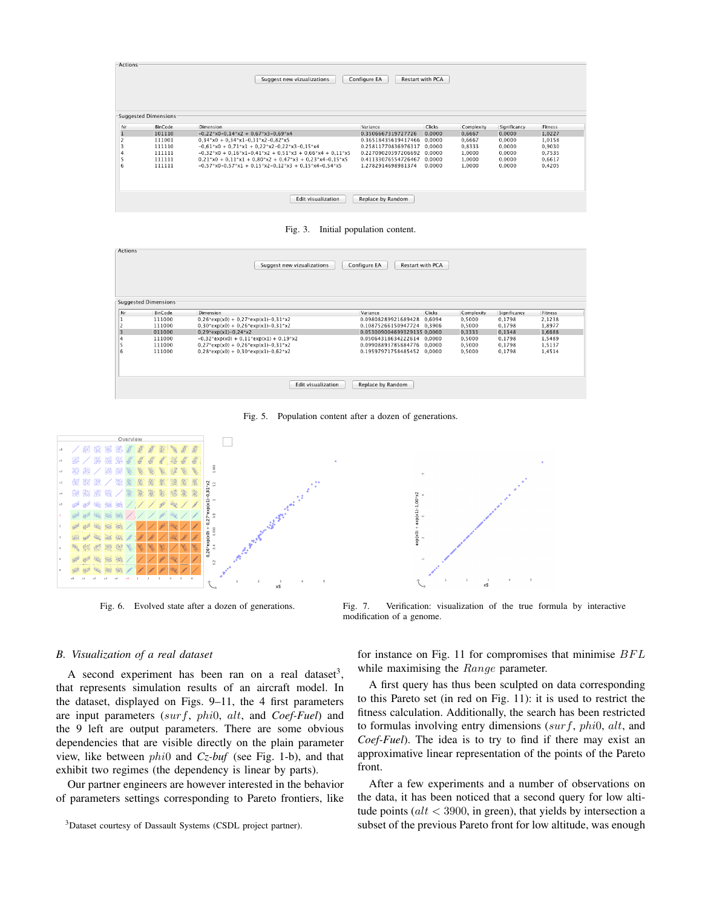Fig. 3. Initial population content.

Fig. 5. Population content after a dozen of generations.

Fig. 6. Evolved state after a dozen of generations.

Fig. 7. Verification: visualization of the true formula by interactive modification of a genome.

### B. Visualization of a real dataset

A second experiment has been ran on a real dataset[3], that represents simulation results of an aircraft model. In the dataset, displayed on Figs. 9–11, the 4 first parameters are input parameters ($surf$, $phi0$, $alt$, and *Coef-Fuel*) and the 9 left are output parameters. There are some obvious dependencies that are visible directly on the plain parameter view, like between $phi0$ and *Cz-buf* (see Fig. 1-b), and that exhibit two regimes (the dependency is linear by parts).

Our partner engineers are however interested in the behavior of parameters settings corresponding to Pareto frontiers, like for instance on Fig. 11 for compromises that minimise $BFL$ while maximising the $Range$ parameter.

A first query has thus been sculpted on data corresponding to this Pareto set (in red on Fig. 11): it is used to restrict the fitness calculation. Additionally, the search has been restricted to formulas involving entry dimensions ($surf$, $phi0$, $alt$, and *Coef-Fuel*). The idea is to try to find if there may exist an approximative linear representation of the points of the Pareto front.

After a few experiments and a number of observations on the data, it has been noticed that a second query for low altitude points ($alt < 3900$, in green), that yields by intersection a subset of the previous Pareto front for low altitude, was enough

[3]Dataset courtesy of Dassault Systems (CSDL project partner).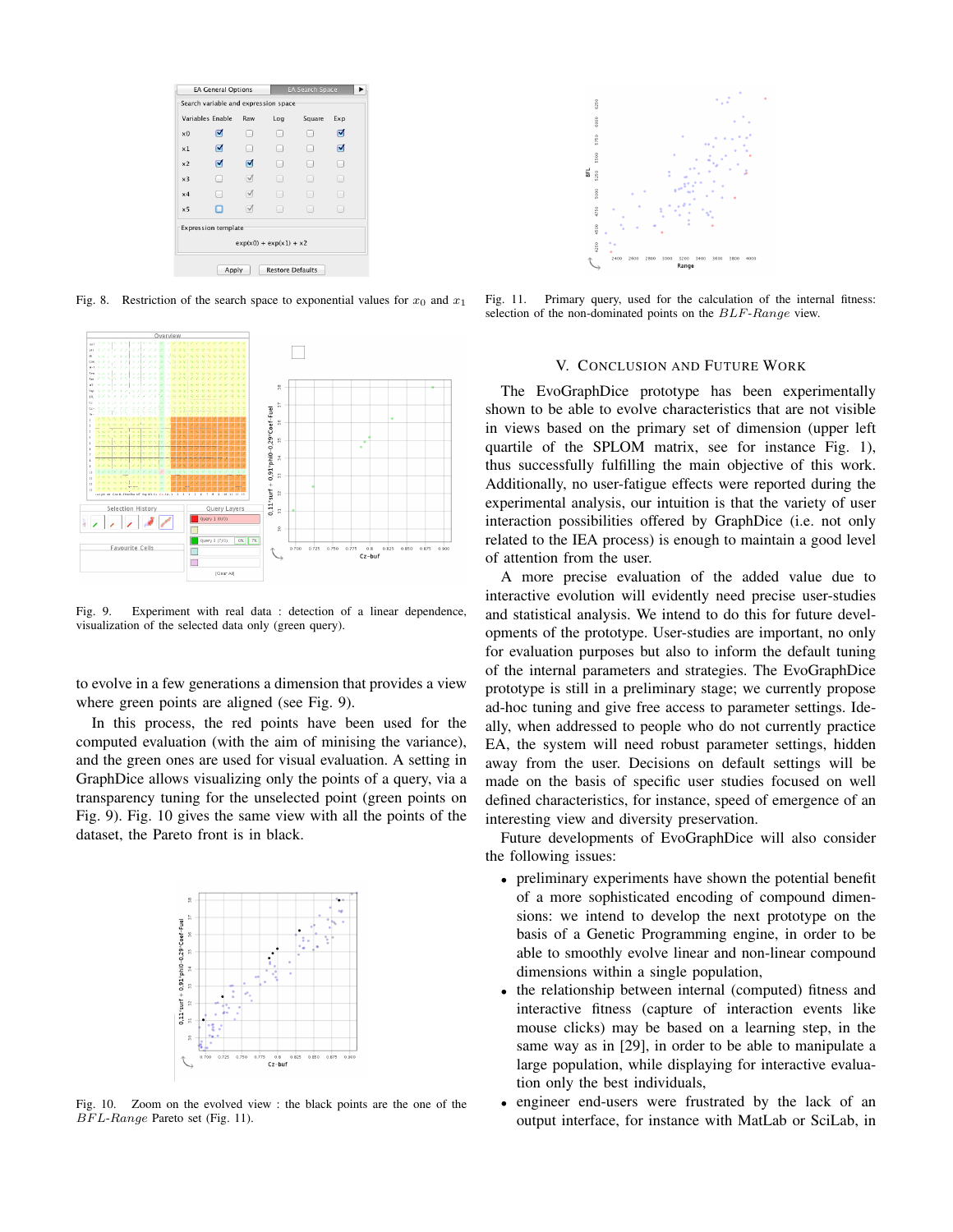EA General Options | EA Search Space

Search variable and expression space

Variables Enable Raw Log Square Exp

x0

x1

x2

x3

x4

x5

Expression template

exp(x0) + exp(x1) + x2

Apply | Restore Defaults

Fig. 8. Restriction of the search space to exponential values for $x_0$ and $x_1$

Overview

Selection History

Query Layers

Query 1 (0/0)

Query 2 (7/0)

Favourite Cells

[Clear All]

0.11*surf + 0.91*phi0-0.29*Coef-Fuel

Cz-buf

Fig. 9. Experiment with real data : detection of a linear dependence, visualization of the selected data only (green query).

to evolve in a few generations a dimension that provides a view where green points are aligned (see Fig. 9).

In this process, the red points have been used for the computed evaluation (with the aim of minising the variance), and the green ones are used for visual evaluation. A setting in GraphDice allows visualizing only the points of a query, via a transparency tuning for the unselected point (green points on Fig. 9). Fig. 10 gives the same view with all the points of the dataset, the Pareto front is in black.

0.11*surf + 0.91*phi0-0.29*Coef-Fuel

Cz-buf

Fig. 10. Zoom on the evolved view : the black points are the one of the $BFL$-$Range$ Pareto set (Fig. 11).

BFL

Range

Fig. 11. Primary query, used for the calculation of the internal fitness: selection of the non-dominated points on the $BLF$-$Range$ view.

## V. Conclusion and Future Work

The EvoGraphDice prototype has been experimentally shown to be able to evolve characteristics that are not visible in views based on the primary set of dimension (upper left quartile of the SPLOM matrix, see for instance Fig. 1), thus successfully fulfilling the main objective of this work. Additionally, no user-fatigue effects were reported during the experimental analysis, our intuition is that the variety of user interaction possibilities offered by GraphDice (i.e. not only related to the IEA process) is enough to maintain a good level of attention from the user.

A more precise evaluation of the added value due to interactive evolution will evidently need precise user-studies and statistical analysis. We intend to do this for future developments of the prototype. User-studies are important, no only for evaluation purposes but also to inform the default tuning of the internal parameters and strategies. The EvoGraphDice prototype is still in a preliminary stage; we currently propose ad-hoc tuning and give free access to parameter settings. Ideally, when addressed to people who do not currently practice EA, the system will need robust parameter settings, hidden away from the user. Decisions on default settings will be made on the basis of specific user studies focused on well defined characteristics, for instance, speed of emergence of an interesting view and diversity preservation.

Future developments of EvoGraphDice will also consider the following issues:

- preliminary experiments have shown the potential benefit of a more sophisticated encoding of compound dimensions: we intend to develop the next prototype on the basis of a Genetic Programming engine, in order to be able to smoothly evolve linear and non-linear compound dimensions within a single population,
- the relationship between internal (computed) fitness and interactive fitness (capture of interaction events like mouse clicks) may be based on a learning step, in the same way as in [29], in order to be able to manipulate a large population, while displaying for interactive evaluation only the best individuals,
- engineer end-users were frustrated by the lack of an output interface, for instance with MatLab or SciLab, in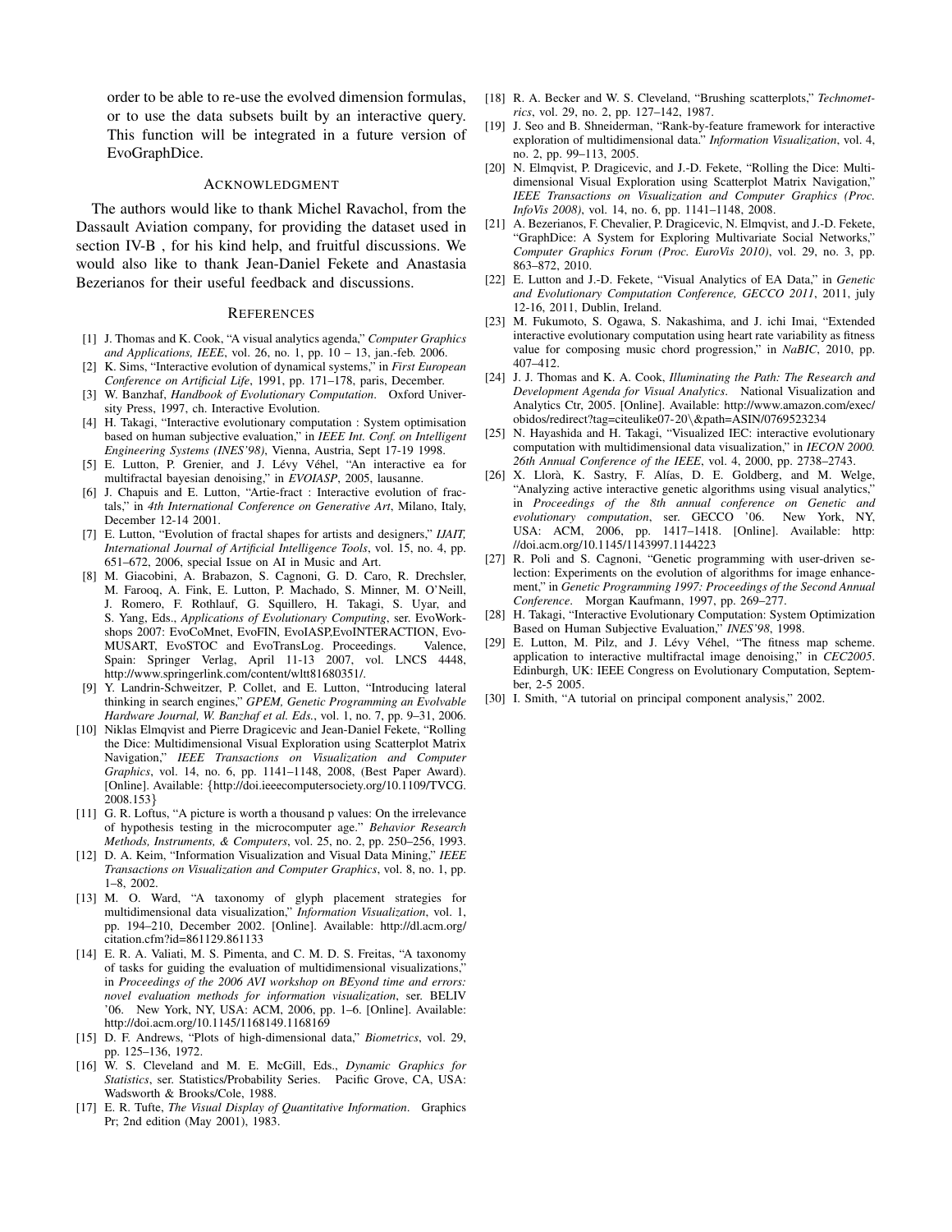order to be able to re-use the evolved dimension formulas, or to use the data subsets built by an interactive query. This function will be integrated in a future version of EvoGraphDice.

## Acknowledgment

The authors would like to thank Michel Ravachol, from the Dassault Aviation company, for providing the dataset used in section IV-B , for his kind help, and fruitful discussions. We would also like to thank Jean-Daniel Fekete and Anastasia Bezerianos for their useful feedback and discussions.

## References

[1] J. Thomas and K. Cook, "A visual analytics agenda," *Computer Graphics and Applications, IEEE*, vol. 26, no. 1, pp. 10 – 13, jan.-feb. 2006.

[2] K. Sims, "Interactive evolution of dynamical systems," in *First European Conference on Artificial Life*, 1991, pp. 171–178, paris, December.

[3] W. Banzhaf, *Handbook of Evolutionary Computation*. Oxford University Press, 1997, ch. Interactive Evolution.

[4] H. Takagi, "Interactive evolutionary computation : System optimisation based on human subjective evaluation," in *IEEE Int. Conf. on Intelligent Engineering Systems (INES'98)*, Vienna, Austria, Sept 17-19 1998.

[5] E. Lutton, P. Grenier, and J. Lévy Véhel, "An interactive ea for multifractal bayesian denoising," in *EVOIASP*, 2005, lausanne.

[6] J. Chapuis and E. Lutton, "Artie-fract : Interactive evolution of fractals," in *4th International Conference on Generative Art*, Milano, Italy, December 12-14 2001.

[7] E. Lutton, "Evolution of fractal shapes for artists and designers," *IJAIT, International Journal of Artificial Intelligence Tools*, vol. 15, no. 4, pp. 651–672, 2006, special Issue on AI in Music and Art.

[8] M. Giacobini, A. Brabazon, S. Cagnoni, G. D. Caro, R. Drechsler, M. Farooq, A. Fink, E. Lutton, P. Machado, S. Minner, M. O'Neill, J. Romero, F. Rothlauf, G. Squillero, H. Takagi, S. Uyar, and S. Yang, Eds., *Applications of Evolutionary Computing*, ser. EvoWorkshops 2007: EvoCoMnet, EvoFIN, EvoIASP,EvoINTERACTION, EvoMUSART, EvoSTOC and EvoTransLog. Proceedings. Valence, Spain: Springer Verlag, April 11-13 2007, vol. LNCS 4448, http://www.springerlink.com/content/w1tt81680351/.

[9] Y. Landrin-Schweitzer, P. Collet, and E. Lutton, "Introducing lateral thinking in search engines," *GPEM, Genetic Programming an Evolvable Hardware Journal, W. Banzhaf et al. Eds.*, vol. 1, no. 7, pp. 9–31, 2006.

[10] Niklas Elmqvist and Pierre Dragicevic and Jean-Daniel Fekete, "Rolling the Dice: Multidimensional Visual Exploration using Scatterplot Matrix Navigation," *IEEE Transactions on Visualization and Computer Graphics*, vol. 14, no. 6, pp. 1141–1148, 2008, (Best Paper Award). [Online]. Available: {http://doi.ieeecomputersociety.org/10.1109/TVCG.2008.153}

[11] G. R. Loftus, "A picture is worth a thousand p values: On the irrelevance of hypothesis testing in the microcomputer age." *Behavior Research Methods, Instruments, & Computers*, vol. 25, no. 2, pp. 250–256, 1993.

[12] D. A. Keim, "Information Visualization and Visual Data Mining," *IEEE Transactions on Visualization and Computer Graphics*, vol. 8, no. 1, pp. 1–8, 2002.

[13] M. O. Ward, "A taxonomy of glyph placement strategies for multidimensional data visualization," *Information Visualization*, vol. 1, pp. 194–210, December 2002. [Online]. Available: http://dl.acm.org/citation.cfm?id=861129.861133

[14] E. R. A. Valiati, M. S. Pimenta, and C. M. D. S. Freitas, "A taxonomy of tasks for guiding the evaluation of multidimensional visualizations," in *Proceedings of the 2006 AVI workshop on BEyond time and errors: novel evaluation methods for information visualization*, ser. BELIV '06. New York, NY, USA: ACM, 2006, pp. 1–6. [Online]. Available: http://doi.acm.org/10.1145/1168149.1168169

[15] D. F. Andrews, "Plots of high-dimensional data," *Biometrics*, vol. 29, pp. 125–136, 1972.

[16] W. S. Cleveland and M. E. McGill, Eds., *Dynamic Graphics for Statistics*, ser. Statistics/Probability Series. Pacific Grove, CA, USA: Wadsworth & Brooks/Cole, 1988.

[17] E. R. Tufte, *The Visual Display of Quantitative Information*. Graphics Pr; 2nd edition (May 2001), 1983.

[18] R. A. Becker and W. S. Cleveland, "Brushing scatterplots," *Technometrics*, vol. 29, no. 2, pp. 127–142, 1987.

[19] J. Seo and B. Shneiderman, "Rank-by-feature framework for interactive exploration of multidimensional data." *Information Visualization*, vol. 4, no. 2, pp. 99–113, 2005.

[20] N. Elmqvist, P. Dragicevic, and J.-D. Fekete, "Rolling the Dice: Multidimensional Visual Exploration using Scatterplot Matrix Navigation," *IEEE Transactions on Visualization and Computer Graphics (Proc. InfoVis 2008)*, vol. 14, no. 6, pp. 1141–1148, 2008.

[21] A. Bezerianos, F. Chevalier, P. Dragicevic, N. Elmqvist, and J.-D. Fekete, "GraphDice: A System for Exploring Multivariate Social Networks," *Computer Graphics Forum (Proc. EuroVis 2010)*, vol. 29, no. 3, pp. 863–872, 2010.

[22] E. Lutton and J.-D. Fekete, "Visual Analytics of EA Data," in *Genetic and Evolutionary Computation Conference, GECCO 2011*, 2011, july 12-16, 2011, Dublin, Ireland.

[23] M. Fukumoto, S. Ogawa, S. Nakashima, and J. ichi Imai, "Extended interactive evolutionary computation using heart rate variability as fitness value for composing music chord progression," in *NaBIC*, 2010, pp. 407–412.

[24] J. J. Thomas and K. A. Cook, *Illuminating the Path: The Research and Development Agenda for Visual Analytics*. National Visualization and Analytics Ctr, 2005. [Online]. Available: http://www.amazon.com/exec/obidos/redirect?tag=citeulike07-20\&path=ASIN/0769523234

[25] N. Hayashida and H. Takagi, "Visualized IEC: interactive evolutionary computation with multidimensional data visualization," in *IECON 2000. 26th Annual Conference of the IEEE*, vol. 4, 2000, pp. 2738–2743.

[26] X. Llorà, K. Sastry, F. Alías, D. E. Goldberg, and M. Welge, "Analyzing active interactive genetic algorithms using visual analytics," in *Proceedings of the 8th annual conference on Genetic and evolutionary computation*, ser. GECCO '06. New York, NY, USA: ACM, 2006, pp. 1417–1418. [Online]. Available: http://doi.acm.org/10.1145/1143997.1144223

[27] R. Poli and S. Cagnoni, "Genetic programming with user-driven selection: Experiments on the evolution of algorithms for image enhancement," in *Genetic Programming 1997: Proceedings of the Second Annual Conference*. Morgan Kaufmann, 1997, pp. 269–277.

[28] H. Takagi, "Interactive Evolutionary Computation: System Optimization Based on Human Subjective Evaluation," *INES'98*, 1998.

[29] E. Lutton, M. Pilz, and J. Lévy Véhel, "The fitness map scheme. application to interactive multifractal image denoising," in *CEC2005*. Edinburgh, UK: IEEE Congress on Evolutionary Computation, September, 2-5 2005.

[30] I. Smith, "A tutorial on principal component analysis," 2002.